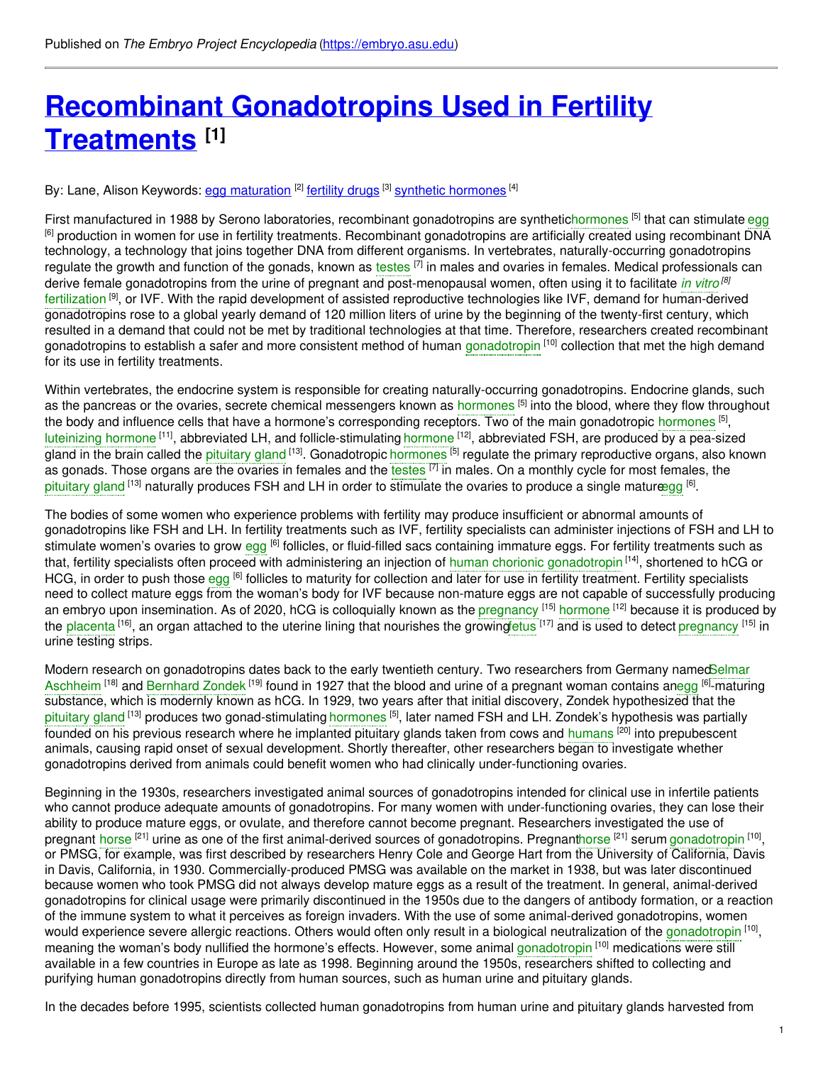Published on *The Embryo Project Encyclopedia* (https://embryo.asu.edu)

# Recombinant Gonadotropins Used in Fertility Treatments [1]

By: Lane, Alison Keywords: egg maturation [2] fertility drugs [3] synthetic hormones [4]

First manufactured in 1988 by Serono laboratories, recombinant gonadotropins are synthetic hormones [5] that can stimulate egg [6] production in women for use in fertility treatments. Recombinant gonadotropins are artificially created using recombinant DNA technology, a technology that joins together DNA from different organisms. In vertebrates, naturally-occurring gonadotropins regulate the growth and function of the gonads, known as testes [7] in males and ovaries in females. Medical professionals can derive female gonadotropins from the urine of pregnant and post-menopausal women, often using it to facilitate *in vitro* [8] fertilization [9], or IVF. With the rapid development of assisted reproductive technologies like IVF, demand for human-derived gonadotropins rose to a global yearly demand of 120 million liters of urine by the beginning of the twenty-first century, which resulted in a demand that could not be met by traditional technologies at that time. Therefore, researchers created recombinant gonadotropins to establish a safer and more consistent method of human gonadotropin [10] collection that met the high demand for its use in fertility treatments.

Within vertebrates, the endocrine system is responsible for creating naturally-occurring gonadotropins. Endocrine glands, such as the pancreas or the ovaries, secrete chemical messengers known as hormones [5] into the blood, where they flow throughout the body and influence cells that have a hormone's corresponding receptors. Two of the main gonadotropic hormones [5], luteinizing hormone [11], abbreviated LH, and follicle-stimulating hormone [12], abbreviated FSH, are produced by a pea-sized gland in the brain called the pituitary gland [13]. Gonadotropic hormones [5] regulate the primary reproductive organs, also known as gonads. Those organs are the ovaries in females and the testes [7] in males. On a monthly cycle for most females, the pituitary gland [13] naturally produces FSH and LH in order to stimulate the ovaries to produce a single mature egg [6].

The bodies of some women who experience problems with fertility may produce insufficient or abnormal amounts of gonadotropins like FSH and LH. In fertility treatments such as IVF, fertility specialists can administer injections of FSH and LH to stimulate women's ovaries to grow egg [6] follicles, or fluid-filled sacs containing immature eggs. For fertility treatments such as that, fertility specialists often proceed with administering an injection of human chorionic gonadotropin [14], shortened to hCG or HCG, in order to push those egg [6] follicles to maturity for collection and later for use in fertility treatment. Fertility specialists need to collect mature eggs from the woman's body for IVF because non-mature eggs are not capable of successfully producing an embryo upon insemination. As of 2020, hCG is colloquially known as the pregnancy [15] hormone [12] because it is produced by the placenta [16], an organ attached to the uterine lining that nourishes the growing fetus [17] and is used to detect pregnancy [15] in urine testing strips.

Modern research on gonadotropins dates back to the early twentieth century. Two researchers from Germany named Selmar Aschheim [18] and Bernhard Zondek [19] found in 1927 that the blood and urine of a pregnant woman contains an egg [6]-maturing substance, which is modernly known as hCG. In 1929, two years after that initial discovery, Zondek hypothesized that the pituitary gland [13] produces two gonad-stimulating hormones [5], later named FSH and LH. Zondek's hypothesis was partially founded on his previous research where he implanted pituitary glands taken from cows and humans [20] into prepubescent animals, causing rapid onset of sexual development. Shortly thereafter, other researchers began to investigate whether gonadotropins derived from animals could benefit women who had clinically under-functioning ovaries.

Beginning in the 1930s, researchers investigated animal sources of gonadotropins intended for clinical use in infertile patients who cannot produce adequate amounts of gonadotropins. For many women with under-functioning ovaries, they can lose their ability to produce mature eggs, or ovulate, and therefore cannot become pregnant. Researchers investigated the use of pregnant horse [21] urine as one of the first animal-derived sources of gonadotropins. Pregnant horse [21] serum gonadotropin [10], or PMSG, for example, was first described by researchers Henry Cole and George Hart from the University of California, Davis in Davis, California, in 1930. Commercially-produced PMSG was available on the market in 1938, but was later discontinued because women who took PMSG did not always develop mature eggs as a result of the treatment. In general, animal-derived gonadotropins for clinical usage were primarily discontinued in the 1950s due to the dangers of antibody formation, or a reaction of the immune system to what it perceives as foreign invaders. With the use of some animal-derived gonadotropins, women would experience severe allergic reactions. Others would often only result in a biological neutralization of the gonadotropin [10], meaning the woman's body nullified the hormone's effects. However, some animal gonadotropin [10] medications were still available in a few countries in Europe as late as 1998. Beginning around the 1950s, researchers shifted to collecting and purifying human gonadotropins directly from human sources, such as human urine and pituitary glands.

In the decades before 1995, scientists collected human gonadotropins from human urine and pituitary glands harvested from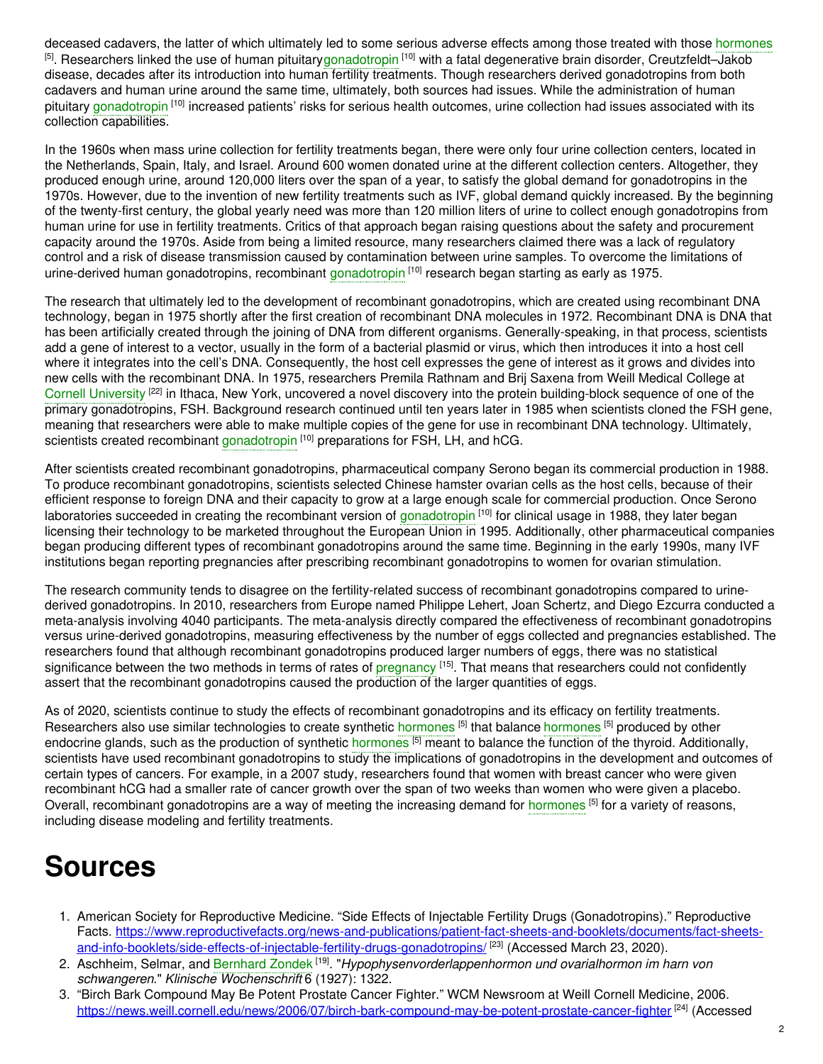deceased cadavers, the latter of which ultimately led to some serious adverse effects among those treated with those hormones [5]. Researchers linked the use of human pituitary gonadotropin [10] with a fatal degenerative brain disorder, Creutzfeldt–Jakob disease, decades after its introduction into human fertility treatments. Though researchers derived gonadotropins from both cadavers and human urine around the same time, ultimately, both sources had issues. While the administration of human pituitary gonadotropin [10] increased patients' risks for serious health outcomes, urine collection had issues associated with its collection capabilities.

In the 1960s when mass urine collection for fertility treatments began, there were only four urine collection centers, located in the Netherlands, Spain, Italy, and Israel. Around 600 women donated urine at the different collection centers. Altogether, they produced enough urine, around 120,000 liters over the span of a year, to satisfy the global demand for gonadotropins in the 1970s. However, due to the invention of new fertility treatments such as IVF, global demand quickly increased. By the beginning of the twenty-first century, the global yearly need was more than 120 million liters of urine to collect enough gonadotropins from human urine for use in fertility treatments. Critics of that approach began raising questions about the safety and procurement capacity around the 1970s. Aside from being a limited resource, many researchers claimed there was a lack of regulatory control and a risk of disease transmission caused by contamination between urine samples. To overcome the limitations of urine-derived human gonadotropins, recombinant gonadotropin [10] research began starting as early as 1975.

The research that ultimately led to the development of recombinant gonadotropins, which are created using recombinant DNA technology, began in 1975 shortly after the first creation of recombinant DNA molecules in 1972. Recombinant DNA is DNA that has been artificially created through the joining of DNA from different organisms. Generally-speaking, in that process, scientists add a gene of interest to a vector, usually in the form of a bacterial plasmid or virus, which then introduces it into a host cell where it integrates into the cell's DNA. Consequently, the host cell expresses the gene of interest as it grows and divides into new cells with the recombinant DNA. In 1975, researchers Premila Rathnam and Brij Saxena from Weill Medical College at Cornell University [22] in Ithaca, New York, uncovered a novel discovery into the protein building-block sequence of one of the primary gonadotropins, FSH. Background research continued until ten years later in 1985 when scientists cloned the FSH gene, meaning that researchers were able to make multiple copies of the gene for use in recombinant DNA technology. Ultimately, scientists created recombinant gonadotropin [10] preparations for FSH, LH, and hCG.

After scientists created recombinant gonadotropins, pharmaceutical company Serono began its commercial production in 1988. To produce recombinant gonadotropins, scientists selected Chinese hamster ovarian cells as the host cells, because of their efficient response to foreign DNA and their capacity to grow at a large enough scale for commercial production. Once Serono laboratories succeeded in creating the recombinant version of gonadotropin [10] for clinical usage in 1988, they later began licensing their technology to be marketed throughout the European Union in 1995. Additionally, other pharmaceutical companies began producing different types of recombinant gonadotropins around the same time. Beginning in the early 1990s, many IVF institutions began reporting pregnancies after prescribing recombinant gonadotropins to women for ovarian stimulation.

The research community tends to disagree on the fertility-related success of recombinant gonadotropins compared to urine-derived gonadotropins. In 2010, researchers from Europe named Philippe Lehert, Joan Schertz, and Diego Ezcurra conducted a meta-analysis involving 4040 participants. The meta-analysis directly compared the effectiveness of recombinant gonadotropins versus urine-derived gonadotropins, measuring effectiveness by the number of eggs collected and pregnancies established. The researchers found that although recombinant gonadotropins produced larger numbers of eggs, there was no statistical significance between the two methods in terms of rates of pregnancy [15]. That means that researchers could not confidently assert that the recombinant gonadotropins caused the production of the larger quantities of eggs.

As of 2020, scientists continue to study the effects of recombinant gonadotropins and its efficacy on fertility treatments. Researchers also use similar technologies to create synthetic hormones [5] that balance hormones [5] produced by other endocrine glands, such as the production of synthetic hormones [5] meant to balance the function of the thyroid. Additionally, scientists have used recombinant gonadotropins to study the implications of gonadotropins in the development and outcomes of certain types of cancers. For example, in a 2007 study, researchers found that women with breast cancer who were given recombinant hCG had a smaller rate of cancer growth over the span of two weeks than women who were given a placebo. Overall, recombinant gonadotropins are a way of meeting the increasing demand for hormones [5] for a variety of reasons, including disease modeling and fertility treatments.

# Sources

1. American Society for Reproductive Medicine. "Side Effects of Injectable Fertility Drugs (Gonadotropins)." Reproductive Facts. https://www.reproductivefacts.org/news-and-publications/patient-fact-sheets-and-booklets/documents/fact-sheets-and-info-booklets/side-effects-of-injectable-fertility-drugs-gonadotropins/ [23] (Accessed March 23, 2020).
2. Aschheim, Selmar, and Bernhard Zondek [19]. "*Hypophysenvorderlappenhormon und ovarialhormon im harn von schwangeren*." *Klinische Wochenschrift* 6 (1927): 1322.
3. "Birch Bark Compound May Be Potent Prostate Cancer Fighter." WCM Newsroom at Weill Cornell Medicine, 2006. https://news.weill.cornell.edu/news/2006/07/birch-bark-compound-may-be-potent-prostate-cancer-fighter [24] (Accessed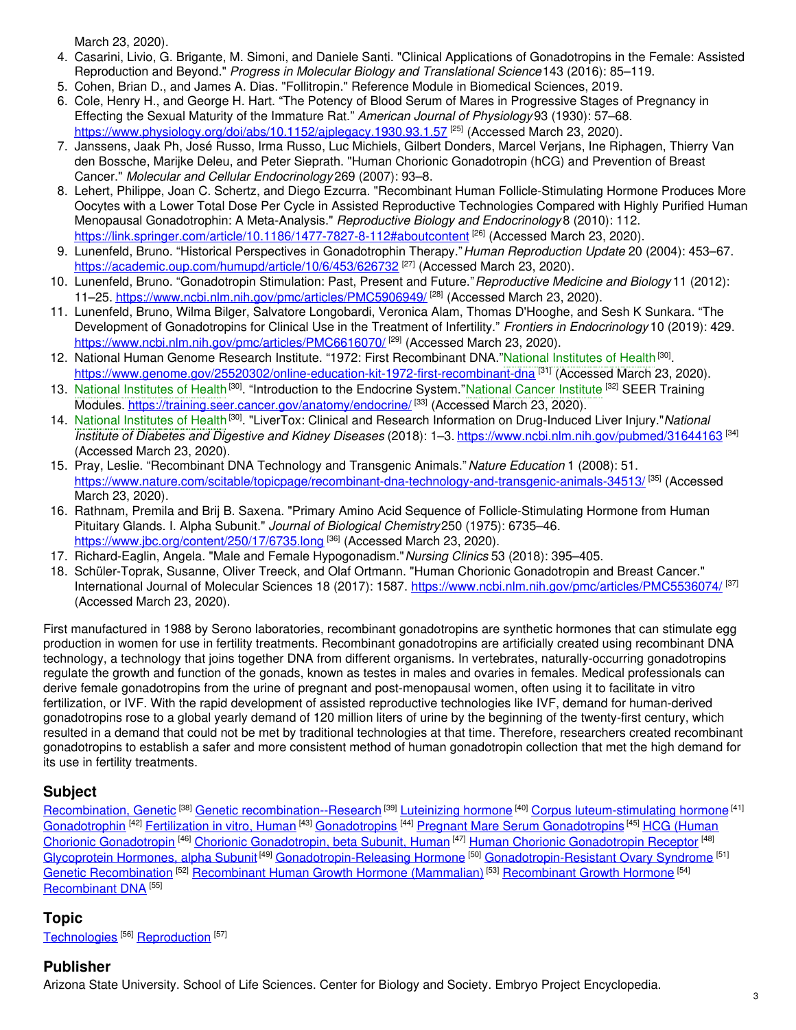March 23, 2020).

4. Casarini, Livio, G. Brigante, M. Simoni, and Daniele Santi. "Clinical Applications of Gonadotropins in the Female: Assisted Reproduction and Beyond." *Progress in Molecular Biology and Translational Science* 143 (2016): 85–119.
5. Cohen, Brian D., and James A. Dias. "Follitropin." Reference Module in Biomedical Sciences, 2019.
6. Cole, Henry H., and George H. Hart. "The Potency of Blood Serum of Mares in Progressive Stages of Pregnancy in Effecting the Sexual Maturity of the Immature Rat." *American Journal of Physiology* 93 (1930): 57–68. https://www.physiology.org/doi/abs/10.1152/ajplegacy.1930.93.1.57 [25] (Accessed March 23, 2020).
7. Janssens, Jaak Ph, José Russo, Irma Russo, Luc Michiels, Gilbert Donders, Marcel Verjans, Ine Riphagen, Thierry Van den Bossche, Marijke Deleu, and Peter Sieprath. "Human Chorionic Gonadotropin (hCG) and Prevention of Breast Cancer." *Molecular and Cellular Endocrinology* 269 (2007): 93–8.
8. Lehert, Philippe, Joan C. Schertz, and Diego Ezcurra. "Recombinant Human Follicle-Stimulating Hormone Produces More Oocytes with a Lower Total Dose Per Cycle in Assisted Reproductive Technologies Compared with Highly Purified Human Menopausal Gonadotrophin: A Meta-Analysis." *Reproductive Biology and Endocrinology* 8 (2010): 112. https://link.springer.com/article/10.1186/1477-7827-8-112#aboutcontent [26] (Accessed March 23, 2020).
9. Lunenfeld, Bruno. "Historical Perspectives in Gonadotrophin Therapy." *Human Reproduction Update* 20 (2004): 453–67. https://academic.oup.com/humupd/article/10/6/453/626732 [27] (Accessed March 23, 2020).
10. Lunenfeld, Bruno. "Gonadotropin Stimulation: Past, Present and Future." *Reproductive Medicine and Biology* 11 (2012): 11–25. https://www.ncbi.nlm.nih.gov/pmc/articles/PMC5906949/ [28] (Accessed March 23, 2020).
11. Lunenfeld, Bruno, Wilma Bilger, Salvatore Longobardi, Veronica Alam, Thomas D'Hooghe, and Sesh K Sunkara. "The Development of Gonadotropins for Clinical Use in the Treatment of Infertility." *Frontiers in Endocrinology* 10 (2019): 429. https://www.ncbi.nlm.nih.gov/pmc/articles/PMC6616070/ [29] (Accessed March 23, 2020).
12. National Human Genome Research Institute. "1972: First Recombinant DNA."National Institutes of Health [30]. https://www.genome.gov/25520302/online-education-kit-1972-first-recombinant-dna [31] (Accessed March 23, 2020).
13. National Institutes of Health [30]. "Introduction to the Endocrine System."National Cancer Institute [32] SEER Training Modules. https://training.seer.cancer.gov/anatomy/endocrine/ [33] (Accessed March 23, 2020).
14. National Institutes of Health [30]. "LiverTox: Clinical and Research Information on Drug-Induced Liver Injury."*National Institute of Diabetes and Digestive and Kidney Diseases* (2018): 1–3. https://www.ncbi.nlm.nih.gov/pubmed/31644163 [34] (Accessed March 23, 2020).
15. Pray, Leslie. "Recombinant DNA Technology and Transgenic Animals." *Nature Education* 1 (2008): 51. https://www.nature.com/scitable/topicpage/recombinant-dna-technology-and-transgenic-animals-34513/ [35] (Accessed March 23, 2020).
16. Rathnam, Premila and Brij B. Saxena. "Primary Amino Acid Sequence of Follicle-Stimulating Hormone from Human Pituitary Glands. I. Alpha Subunit." *Journal of Biological Chemistry* 250 (1975): 6735–46. https://www.jbc.org/content/250/17/6735.long [36] (Accessed March 23, 2020).
17. Richard-Eaglin, Angela. "Male and Female Hypogonadism." *Nursing Clinics* 53 (2018): 395–405.
18. Schüler-Toprak, Susanne, Oliver Treeck, and Olaf Ortmann. "Human Chorionic Gonadotropin and Breast Cancer." International Journal of Molecular Sciences 18 (2017): 1587. https://www.ncbi.nlm.nih.gov/pmc/articles/PMC5536074/ [37] (Accessed March 23, 2020).

First manufactured in 1988 by Serono laboratories, recombinant gonadotropins are synthetic hormones that can stimulate egg production in women for use in fertility treatments. Recombinant gonadotropins are artificially created using recombinant DNA technology, a technology that joins together DNA from different organisms. In vertebrates, naturally-occurring gonadotropins regulate the growth and function of the gonads, known as testes in males and ovaries in females. Medical professionals can derive female gonadotropins from the urine of pregnant and post-menopausal women, often using it to facilitate in vitro fertilization, or IVF. With the rapid development of assisted reproductive technologies like IVF, demand for human-derived gonadotropins rose to a global yearly demand of 120 million liters of urine by the beginning of the twenty-first century, which resulted in a demand that could not be met by traditional technologies at that time. Therefore, researchers created recombinant gonadotropins to establish a safer and more consistent method of human gonadotropin collection that met the high demand for its use in fertility treatments.

## Subject

Recombination, Genetic [38] Genetic recombination--Research [39] Luteinizing hormone [40] Corpus luteum-stimulating hormone [41] Gonadotrophin [42] Fertilization in vitro, Human [43] Gonadotropins [44] Pregnant Mare Serum Gonadotropins [45] HCG (Human Chorionic Gonadotropin [46] Chorionic Gonadotropin, beta Subunit, Human [47] Human Chorionic Gonadotropin Receptor [48] Glycoprotein Hormones, alpha Subunit [49] Gonadotropin-Releasing Hormone [50] Gonadotropin-Resistant Ovary Syndrome [51] Genetic Recombination [52] Recombinant Human Growth Hormone (Mammalian) [53] Recombinant Growth Hormone [54] Recombinant DNA [55]

## Topic

Technologies [56] Reproduction [57]

## Publisher

Arizona State University. School of Life Sciences. Center for Biology and Society. Embryo Project Encyclopedia.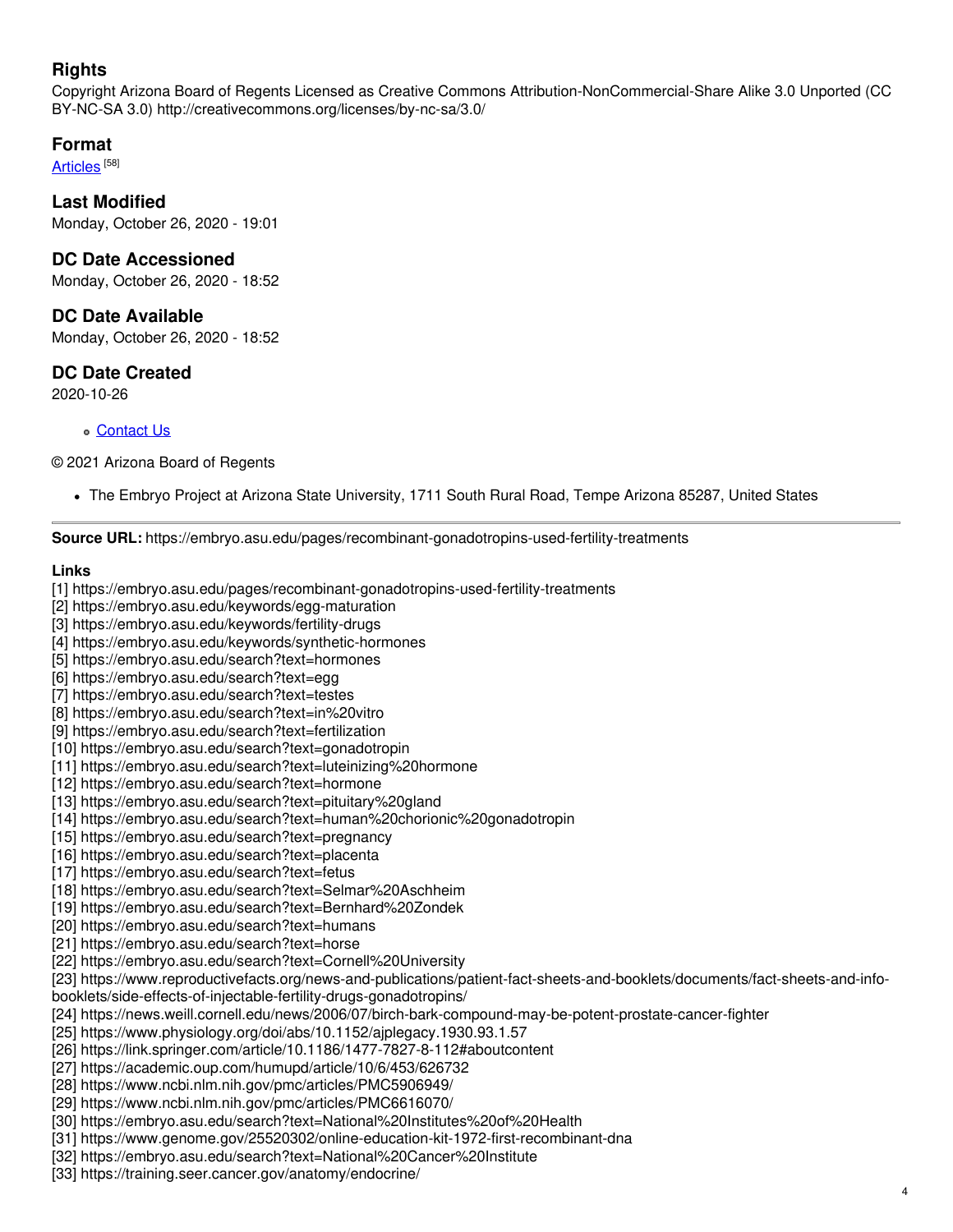## Rights

Copyright Arizona Board of Regents Licensed as Creative Commons Attribution-NonCommercial-Share Alike 3.0 Unported (CC BY-NC-SA 3.0) http://creativecommons.org/licenses/by-nc-sa/3.0/

## Format

Articles [58]

## Last Modified

Monday, October 26, 2020 - 19:01

## DC Date Accessioned

Monday, October 26, 2020 - 18:52

## DC Date Available

Monday, October 26, 2020 - 18:52

## DC Date Created

2020-10-26

- Contact Us

© 2021 Arizona Board of Regents

- The Embryo Project at Arizona State University, 1711 South Rural Road, Tempe Arizona 85287, United States

---

**Source URL:** https://embryo.asu.edu/pages/recombinant-gonadotropins-used-fertility-treatments

**Links**

[1] https://embryo.asu.edu/pages/recombinant-gonadotropins-used-fertility-treatments
[2] https://embryo.asu.edu/keywords/egg-maturation
[3] https://embryo.asu.edu/keywords/fertility-drugs
[4] https://embryo.asu.edu/keywords/synthetic-hormones
[5] https://embryo.asu.edu/search?text=hormones
[6] https://embryo.asu.edu/search?text=egg
[7] https://embryo.asu.edu/search?text=testes
[8] https://embryo.asu.edu/search?text=in%20vitro
[9] https://embryo.asu.edu/search?text=fertilization
[10] https://embryo.asu.edu/search?text=gonadotropin
[11] https://embryo.asu.edu/search?text=luteinizing%20hormone
[12] https://embryo.asu.edu/search?text=hormone
[13] https://embryo.asu.edu/search?text=pituitary%20gland
[14] https://embryo.asu.edu/search?text=human%20chorionic%20gonadotropin
[15] https://embryo.asu.edu/search?text=pregnancy
[16] https://embryo.asu.edu/search?text=placenta
[17] https://embryo.asu.edu/search?text=fetus
[18] https://embryo.asu.edu/search?text=Selmar%20Aschheim
[19] https://embryo.asu.edu/search?text=Bernhard%20Zondek
[20] https://embryo.asu.edu/search?text=humans
[21] https://embryo.asu.edu/search?text=horse
[22] https://embryo.asu.edu/search?text=Cornell%20University
[23] https://www.reproductivefacts.org/news-and-publications/patient-fact-sheets-and-booklets/documents/fact-sheets-and-info-booklets/side-effects-of-injectable-fertility-drugs-gonadotropins/
[24] https://news.weill.cornell.edu/news/2006/07/birch-bark-compound-may-be-potent-prostate-cancer-fighter
[25] https://www.physiology.org/doi/abs/10.1152/ajplegacy.1930.93.1.57
[26] https://link.springer.com/article/10.1186/1477-7827-8-112#aboutcontent
[27] https://academic.oup.com/humupd/article/10/6/453/626732
[28] https://www.ncbi.nlm.nih.gov/pmc/articles/PMC5906949/
[29] https://www.ncbi.nlm.nih.gov/pmc/articles/PMC6616070/
[30] https://embryo.asu.edu/search?text=National%20Institutes%20of%20Health
[31] https://www.genome.gov/25520302/online-education-kit-1972-first-recombinant-dna
[32] https://embryo.asu.edu/search?text=National%20Cancer%20Institute
[33] https://training.seer.cancer.gov/anatomy/endocrine/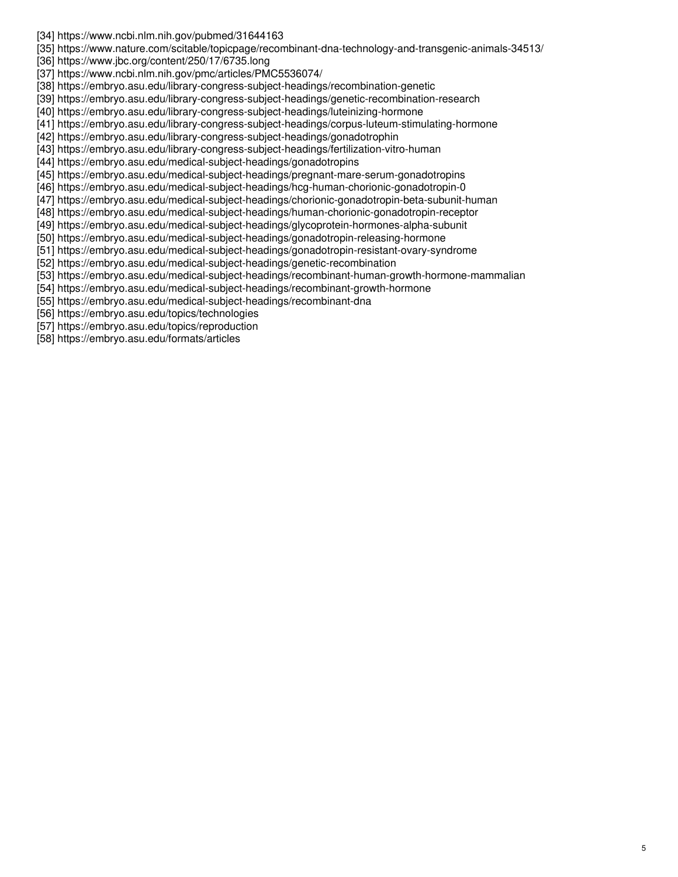[34] https://www.ncbi.nlm.nih.gov/pubmed/31644163
[35] https://www.nature.com/scitable/topicpage/recombinant-dna-technology-and-transgenic-animals-34513/
[36] https://www.jbc.org/content/250/17/6735.long
[37] https://www.ncbi.nlm.nih.gov/pmc/articles/PMC5536074/
[38] https://embryo.asu.edu/library-congress-subject-headings/recombination-genetic
[39] https://embryo.asu.edu/library-congress-subject-headings/genetic-recombination-research
[40] https://embryo.asu.edu/library-congress-subject-headings/luteinizing-hormone
[41] https://embryo.asu.edu/library-congress-subject-headings/corpus-luteum-stimulating-hormone
[42] https://embryo.asu.edu/library-congress-subject-headings/gonadotrophin
[43] https://embryo.asu.edu/library-congress-subject-headings/fertilization-vitro-human
[44] https://embryo.asu.edu/medical-subject-headings/gonadotropins
[45] https://embryo.asu.edu/medical-subject-headings/pregnant-mare-serum-gonadotropins
[46] https://embryo.asu.edu/medical-subject-headings/hcg-human-chorionic-gonadotropin-0
[47] https://embryo.asu.edu/medical-subject-headings/chorionic-gonadotropin-beta-subunit-human
[48] https://embryo.asu.edu/medical-subject-headings/human-chorionic-gonadotropin-receptor
[49] https://embryo.asu.edu/medical-subject-headings/glycoprotein-hormones-alpha-subunit
[50] https://embryo.asu.edu/medical-subject-headings/gonadotropin-releasing-hormone
[51] https://embryo.asu.edu/medical-subject-headings/gonadotropin-resistant-ovary-syndrome
[52] https://embryo.asu.edu/medical-subject-headings/genetic-recombination
[53] https://embryo.asu.edu/medical-subject-headings/recombinant-human-growth-hormone-mammalian
[54] https://embryo.asu.edu/medical-subject-headings/recombinant-growth-hormone
[55] https://embryo.asu.edu/medical-subject-headings/recombinant-dna
[56] https://embryo.asu.edu/topics/technologies
[57] https://embryo.asu.edu/topics/reproduction
[58] https://embryo.asu.edu/formats/articles